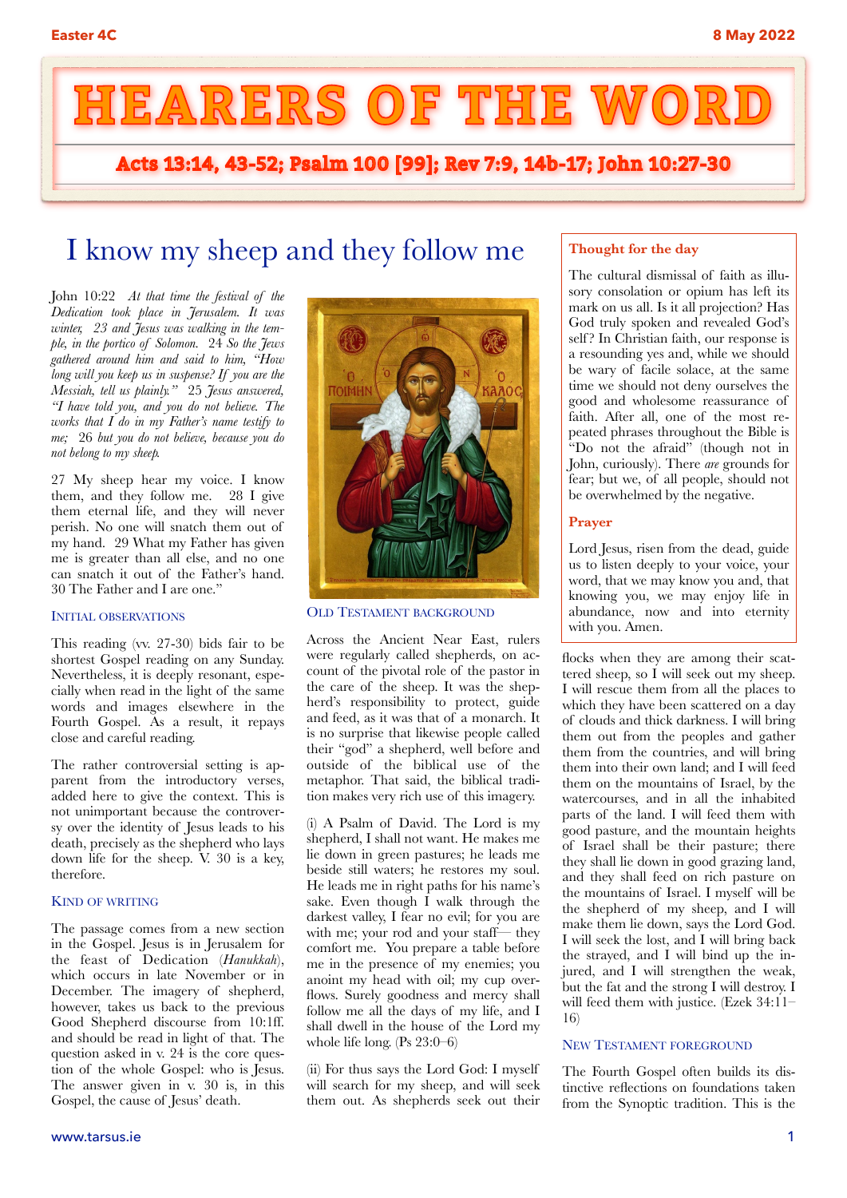# HEARERS OF THE WORD

**Acts 13:14, 43-52; Psalm 100 [99]; Rev 7:9, 14b-17; John 10:27-30**

## I know my sheep and they follow me

John 10:22 *At that time the festival of the Dedication took place in Jerusalem. It was winter,* 23 *and Jesus was walking in the temple, in the portico of Solomon.* 24 *So the Jews gathered around him and said to him, "How long will you keep us in suspense? If you are the Messiah, tell us plainly."* 25 *Jesus answered, "I have told you, and you do not believe. The works that I do in my Father's name testify to me;* 26 *but you do not believe, because you do not belong to my sheep.*

27 My sheep hear my voice. I know them, and they follow me. 28 I give them eternal life, and they will never perish. No one will snatch them out of my hand. 29 What my Father has given me is greater than all else, and no one can snatch it out of the Father's hand. 30 The Father and I are one."

### Initial observations

This reading (vv. 27-30) bids fair to be shortest Gospel reading on any Sunday. Nevertheless, it is deeply resonant, especially when read in the light of the same words and images elsewhere in the Fourth Gospel. As a result, it repays close and careful reading.

The rather controversial setting is apparent from the introductory verses, added here to give the context. This is not unimportant because the controversy over the identity of Jesus leads to his death, precisely as the shepherd who lays down life for the sheep. V. 30 is a key, therefore.

### Kind of writing

The passage comes from a new section in the Gospel. Jesus is in Jerusalem for the feast of Dedication (*Hanukkah*), which occurs in late November or in December. The imagery of shepherd, however, takes us back to the previous Good Shepherd discourse from 10:1ff. and should be read in light of that. The core question asked in v. 24 is the core question of the whole Gospel: who is Jesus. The answer given in v. 30 is, in this Gospel, the cause of Jesus' death.

### Old Testament background

Across the Ancient Near East, rulers were regularly called shepherds, on account of the pivotal role of the pastor in the care of the sheep. It was the shepherd's responsibility to protect, guide and feed, as it was that of a monarch. It is no surprise that likewise people called their "god" a shepherd, well before and outside of the biblical use of the metaphor. That said, the biblical tradition makes very rich use of this imagery.

(i) A Psalm of David. The Lord is my shepherd, I shall not want. He makes me lie down in green pastures; he leads me beside still waters; he restores my soul. He leads me in right paths for his name's sake. Even though I walk through the darkest valley, I fear no evil; for you are with me; your rod and your staff— they comfort me. You prepare a table before me in the presence of my enemies; you anoint my head with oil; my cup overflows. Surely goodness and mercy shall follow me all the days of my life, and I shall dwell in the house of the Lord my whole life long. (Ps 23:0–6)

(ii) For thus says the Lord God: I myself will search for my sheep, and will seek them out. As shepherds seek out their flocks when they are among their scattered sheep, so I will seek out my sheep. I will rescue them from all the places to which they have been scattered on a day of clouds and thick darkness. I will bring them out from the peoples and gather them from the countries, and will bring them into their own land; and I will feed them on the mountains of Israel, by the watercourses, and in all the inhabited parts of the land. I will feed them with good pasture, and the mountain heights of Israel shall be their pasture; there they shall lie down in good grazing land, and they shall feed on rich pasture on the mountains of Israel. I myself will be the shepherd of my sheep, and I will make them lie down, says the Lord God. I will seek the lost, and I will bring back the strayed, and I will bind up the injured, and I will strengthen the weak, but the fat and the strong I will destroy. I will feed them with justice. (Ezek 34:11–16)

### New Testament foreground

The Fourth Gospel often builds its distinctive reflections on foundations taken from the Synoptic tradition. This is the

---

**Thought for the day**

The cultural dismissal of faith as illusory consolation or opium has left its mark on us all. Is it all projection? Has God truly spoken and revealed God's self? In Christian faith, our response is a resounding yes and, while we should be wary of facile solace, at the same time we should not deny ourselves the good and wholesome reassurance of faith. After all, one of the most repeated phrases throughout the Bible is "Do not the afraid" (though not in John, curiously). There *are* grounds for fear; but we, of all people, should not be overwhelmed by the negative.

**Prayer**

Lord Jesus, risen from the dead, guide us to listen deeply to your voice, your word, that we may know you and, that knowing you, we may enjoy life in abundance, now and into eternity with you. Amen.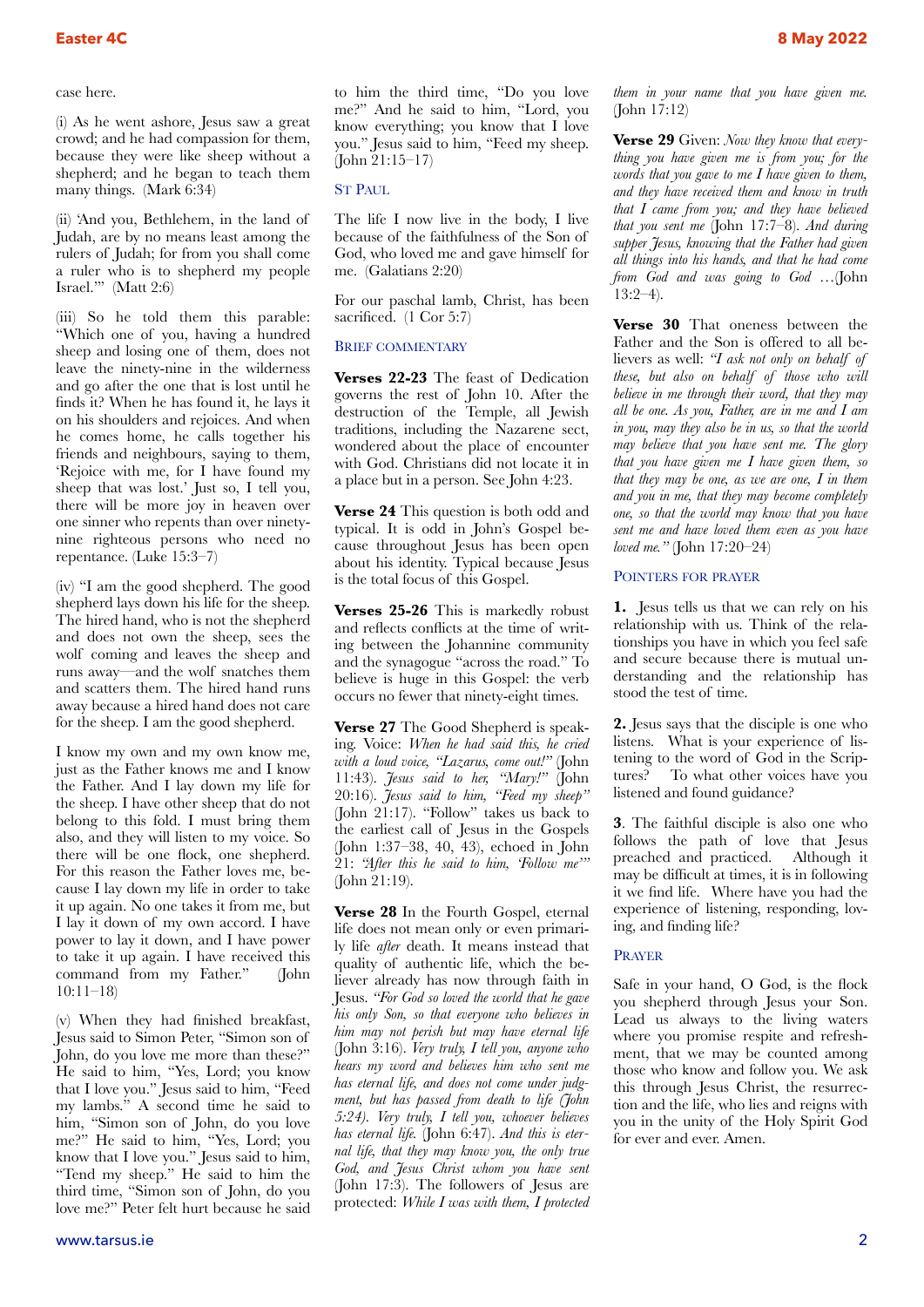case here.

(i) As he went ashore, Jesus saw a great crowd; and he had compassion for them, because they were like sheep without a shepherd; and he began to teach them many things. (Mark 6:34)

(ii) 'And you, Bethlehem, in the land of Judah, are by no means least among the rulers of Judah; for from you shall come a ruler who is to shepherd my people Israel.'" (Matt 2:6)

(iii) So he told them this parable: "Which one of you, having a hundred sheep and losing one of them, does not leave the ninety-nine in the wilderness and go after the one that is lost until he finds it? When he has found it, he lays it on his shoulders and rejoices. And when he comes home, he calls together his friends and neighbours, saying to them, 'Rejoice with me, for I have found my sheep that was lost.' Just so, I tell you, there will be more joy in heaven over one sinner who repents than over ninety-nine righteous persons who need no repentance. (Luke 15:3–7)

(iv) "I am the good shepherd. The good shepherd lays down his life for the sheep. The hired hand, who is not the shepherd and does not own the sheep, sees the wolf coming and leaves the sheep and runs away—and the wolf snatches them and scatters them. The hired hand runs away because a hired hand does not care for the sheep. I am the good shepherd.

I know my own and my own know me, just as the Father knows me and I know the Father. And I lay down my life for the sheep. I have other sheep that do not belong to this fold. I must bring them also, and they will listen to my voice. So there will be one flock, one shepherd. For this reason the Father loves me, because I lay down my life in order to take it up again. No one takes it from me, but I lay it down of my own accord. I have power to lay it down, and I have power to take it up again. I have received this command from my Father." (John 10:11–18)

(v) When they had finished breakfast, Jesus said to Simon Peter, "Simon son of John, do you love me more than these?" He said to him, "Yes, Lord; you know that I love you." Jesus said to him, "Feed my lambs." A second time he said to him, "Simon son of John, do you love me?" He said to him, "Yes, Lord; you know that I love you." Jesus said to him, "Tend my sheep." He said to him the third time, "Simon son of John, do you love me?" Peter felt hurt because he said to him the third time, "Do you love me?" And he said to him, "Lord, you know everything; you know that I love you." Jesus said to him, "Feed my sheep." (John 21:15–17)

## St Paul

The life I now live in the body, I live because of the faithfulness of the Son of God, who loved me and gave himself for me. (Galatians 2:20)

For our paschal lamb, Christ, has been sacrificed. (1 Cor 5:7)

## Brief commentary

**Verses 22-23** The feast of Dedication governs the rest of John 10. After the destruction of the Temple, all Jewish traditions, including the Nazarene sect, wondered about the place of encounter with God. Christians did not locate it in a place but in a person. See John 4:23.

**Verse 24** This question is both odd and typical. It is odd in John's Gospel because throughout Jesus has been open about his identity. Typical because Jesus is the total focus of this Gospel.

**Verses 25-26** This is markedly robust and reflects conflicts at the time of writing between the Johannine community and the synagogue "across the road." To believe is huge in this Gospel: the verb occurs no fewer that ninety-eight times.

**Verse 27** The Good Shepherd is speaking. Voice: *When he had said this, he cried with a loud voice, "Lazarus, come out!"* (John 11:43). *Jesus said to her, "Mary!"* (John 20:16). *Jesus said to him, "Feed my sheep"* (John 21:17). "Follow" takes us back to the earliest call of Jesus in the Gospels (John 1:37–38, 40, 43), echoed in John 21: *"After this he said to him, 'Follow me'"* (John 21:19).

**Verse 28** In the Fourth Gospel, eternal life does not mean only or even primarily life *after* death. It means instead that quality of authentic life, which the believer already has now through faith in Jesus. *"For God so loved the world that he gave his only Son, so that everyone who believes in him may not perish but may have eternal life* (John 3:16). *Very truly, I tell you, anyone who hears my word and believes him who sent me has eternal life, and does not come under judgment, but has passed from death to life (John 5:24). Very truly, I tell you, whoever believes has eternal life.* (John 6:47). *And this is eternal life, that they may know you, the only true God, and Jesus Christ whom you have sent* (John 17:3). The followers of Jesus are protected: *While I was with them, I protected them in your name that you have given me.* (John 17:12)

**Verse 29** Given: *Now they know that everything you have given me is from you; for the words that you gave to me I have given to them, and they have received them and know in truth that I came from you; and they have believed that you sent me* (John 17:7–8). *And during supper Jesus, knowing that the Father had given all things into his hands, and that he had come from God and was going to God …*(John 13:2–4).

**Verse 30** That oneness between the Father and the Son is offered to all believers as well: *"I ask not only on behalf of these, but also on behalf of those who will believe in me through their word, that they may all be one. As you, Father, are in me and I am in you, may they also be in us, so that the world may believe that you have sent me. The glory that you have given me I have given them, so that they may be one, as we are one, I in them and you in me, that they may become completely one, so that the world may know that you have sent me and have loved them even as you have loved me."* (John 17:20–24)

## Pointers for prayer

**1.** Jesus tells us that we can rely on his relationship with us. Think of the relationships you have in which you feel safe and secure because there is mutual understanding and the relationship has stood the test of time.

**2.** Jesus says that the disciple is one who listens. What is your experience of listening to the word of God in the Scriptures? To what other voices have you listened and found guidance?

**3**. The faithful disciple is also one who follows the path of love that Jesus preached and practiced. Although it may be difficult at times, it is in following it we find life. Where have you had the experience of listening, responding, loving, and finding life?

## Prayer

Safe in your hand, O God, is the flock you shepherd through Jesus your Son. Lead us always to the living waters where you promise respite and refreshment, that we may be counted among those who know and follow you. We ask this through Jesus Christ, the resurrection and the life, who lies and reigns with you in the unity of the Holy Spirit God for ever and ever. Amen.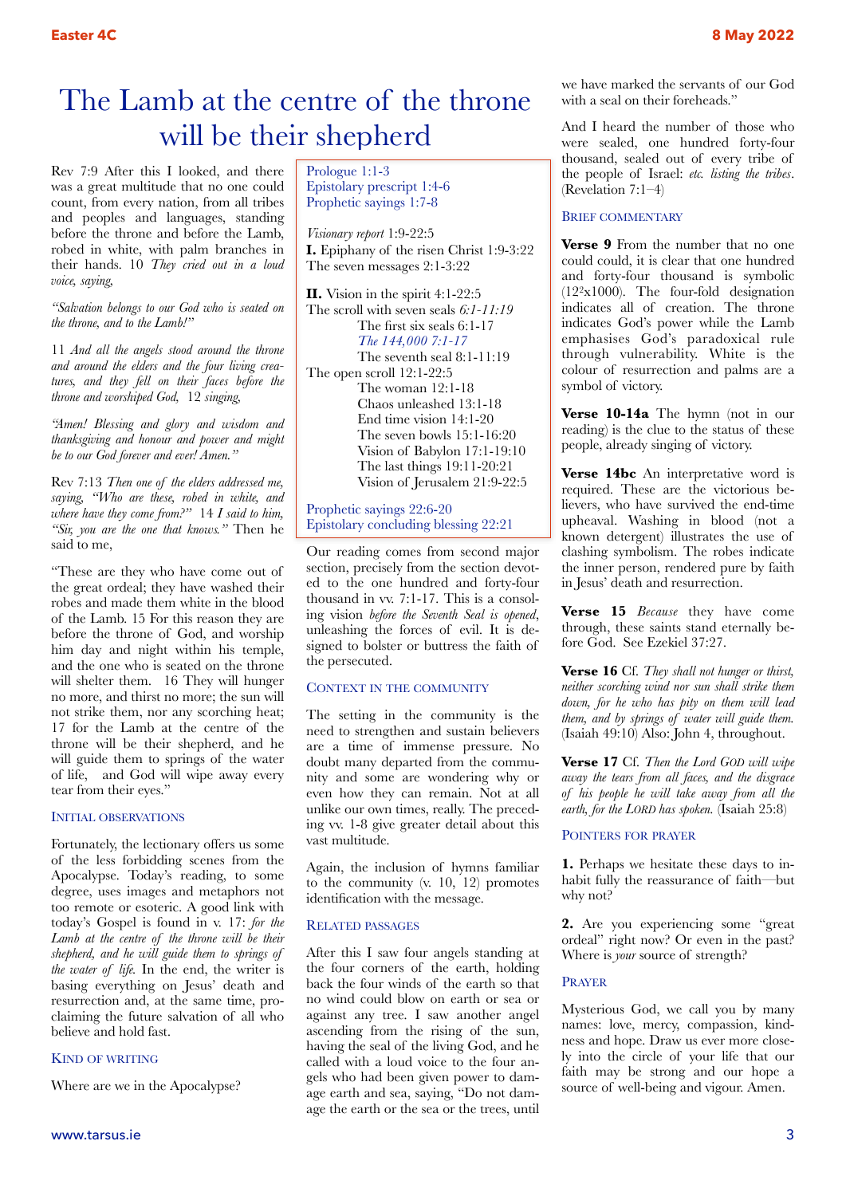# The Lamb at the centre of the throne will be their shepherd

Rev 7:9 After this I looked, and there was a great multitude that no one could count, from every nation, from all tribes and peoples and languages, standing before the throne and before the Lamb, robed in white, with palm branches in their hands. 10 *They cried out in a loud voice, saying,*

*"Salvation belongs to our God who is seated on the throne, and to the Lamb!"*

11 *And all the angels stood around the throne and around the elders and the four living creatures, and they fell on their faces before the throne and worshiped God,* 12 *singing,*

*"Amen! Blessing and glory and wisdom and thanksgiving and honour and power and might be to our God forever and ever! Amen."*

Rev 7:13 *Then one of the elders addressed me, saying, "Who are these, robed in white, and where have they come from?"* 14 *I said to him, "Sir, you are the one that knows."* Then he said to me,

"These are they who have come out of the great ordeal; they have washed their robes and made them white in the blood of the Lamb. 15 For this reason they are before the throne of God, and worship him day and night within his temple, and the one who is seated on the throne will shelter them. 16 They will hunger no more, and thirst no more; the sun will not strike them, nor any scorching heat; 17 for the Lamb at the centre of the throne will be their shepherd, and he will guide them to springs of the water of life, and God will wipe away every tear from their eyes."

### Initial observations

Fortunately, the lectionary offers us some of the less forbidding scenes from the Apocalypse. Today's reading, to some degree, uses images and metaphors not too remote or esoteric. A good link with today's Gospel is found in v. 17: *for the Lamb at the centre of the throne will be their shepherd, and he will guide them to springs of the water of life.* In the end, the writer is basing everything on Jesus' death and resurrection and, at the same time, proclaiming the future salvation of all who believe and hold fast.

### Kind of writing

Where are we in the Apocalypse?

> Prologue 1:1-3
> Epistolary prescript 1:4-6
> Prophetic sayings 1:7-8
>
> *Visionary report* 1:9-22:5
> **I.** Epiphany of the risen Christ 1:9-3:22
> The seven messages 2:1-3:22
>
> **II.** Vision in the spirit 4:1-22:5
> The scroll with seven seals *6:1-11:19*
> The first six seals 6:1-17
> *The 144,000 7:1-17*
> The seventh seal 8:1-11:19
> The open scroll 12:1-22:5
> The woman 12:1-18
> Chaos unleashed 13:1-18
> End time vision 14:1-20
> The seven bowls 15:1-16:20
> Vision of Babylon 17:1-19:10
> The last things 19:11-20:21
> Vision of Jerusalem 21:9-22:5
>
> Prophetic sayings 22:6-20
> Epistolary concluding blessing 22:21

Our reading comes from second major section, precisely from the section devoted to the one hundred and forty-four thousand in vv. 7:1-17. This is a consoling vision *before the Seventh Seal is opened*, unleashing the forces of evil. It is designed to bolster or buttress the faith of the persecuted.

### Context in the community

The setting in the community is the need to strengthen and sustain believers are a time of immense pressure. No doubt many departed from the community and some are wondering why or even how they can remain. Not at all unlike our own times, really. The preceding vv. 1-8 give greater detail about this vast multitude.

Again, the inclusion of hymns familiar to the community (v. 10, 12) promotes identification with the message.

### Related passages

After this I saw four angels standing at the four corners of the earth, holding back the four winds of the earth so that no wind could blow on earth or sea or against any tree. I saw another angel ascending from the rising of the sun, having the seal of the living God, and he called with a loud voice to the four angels who had been given power to damage earth and sea, saying, "Do not damage the earth or the sea or the trees, until we have marked the servants of our God with a seal on their foreheads."

And I heard the number of those who were sealed, one hundred forty-four thousand, sealed out of every tribe of the people of Israel: *etc. listing the tribes*. (Revelation 7:1–4)

### Brief commentary

**Verse 9** From the number that no one could could, it is clear that one hundred and forty-four thousand is symbolic ($12^2$x1000). The four-fold designation indicates all of creation. The throne indicates God's power while the Lamb emphasises God's paradoxical rule through vulnerability. White is the colour of resurrection and palms are a symbol of victory.

**Verse 10-14a** The hymn (not in our reading) is the clue to the status of these people, already singing of victory.

**Verse 14bc** An interpretative word is required. These are the victorious believers, who have survived the end-time upheaval. Washing in blood (not a known detergent) illustrates the use of clashing symbolism. The robes indicate the inner person, rendered pure by faith in Jesus' death and resurrection.

**Verse 15** *Because* they have come through, these saints stand eternally before God. See Ezekiel 37:27.

**Verse 16** Cf. *They shall not hunger or thirst, neither scorching wind nor sun shall strike them down, for he who has pity on them will lead them, and by springs of water will guide them.* (Isaiah 49:10) Also: John 4, throughout.

**Verse 17** Cf. *Then the Lord GOD will wipe away the tears from all faces, and the disgrace of his people he will take away from all the earth, for the LORD has spoken.* (Isaiah 25:8)

### Pointers for prayer

**1.** Perhaps we hesitate these days to inhabit fully the reassurance of faith—but why not?

**2.** Are you experiencing some "great ordeal" right now? Or even in the past? Where is *your* source of strength?

### Prayer

Mysterious God, we call you by many names: love, mercy, compassion, kindness and hope. Draw us ever more closely into the circle of your life that our faith may be strong and our hope a source of well-being and vigour. Amen.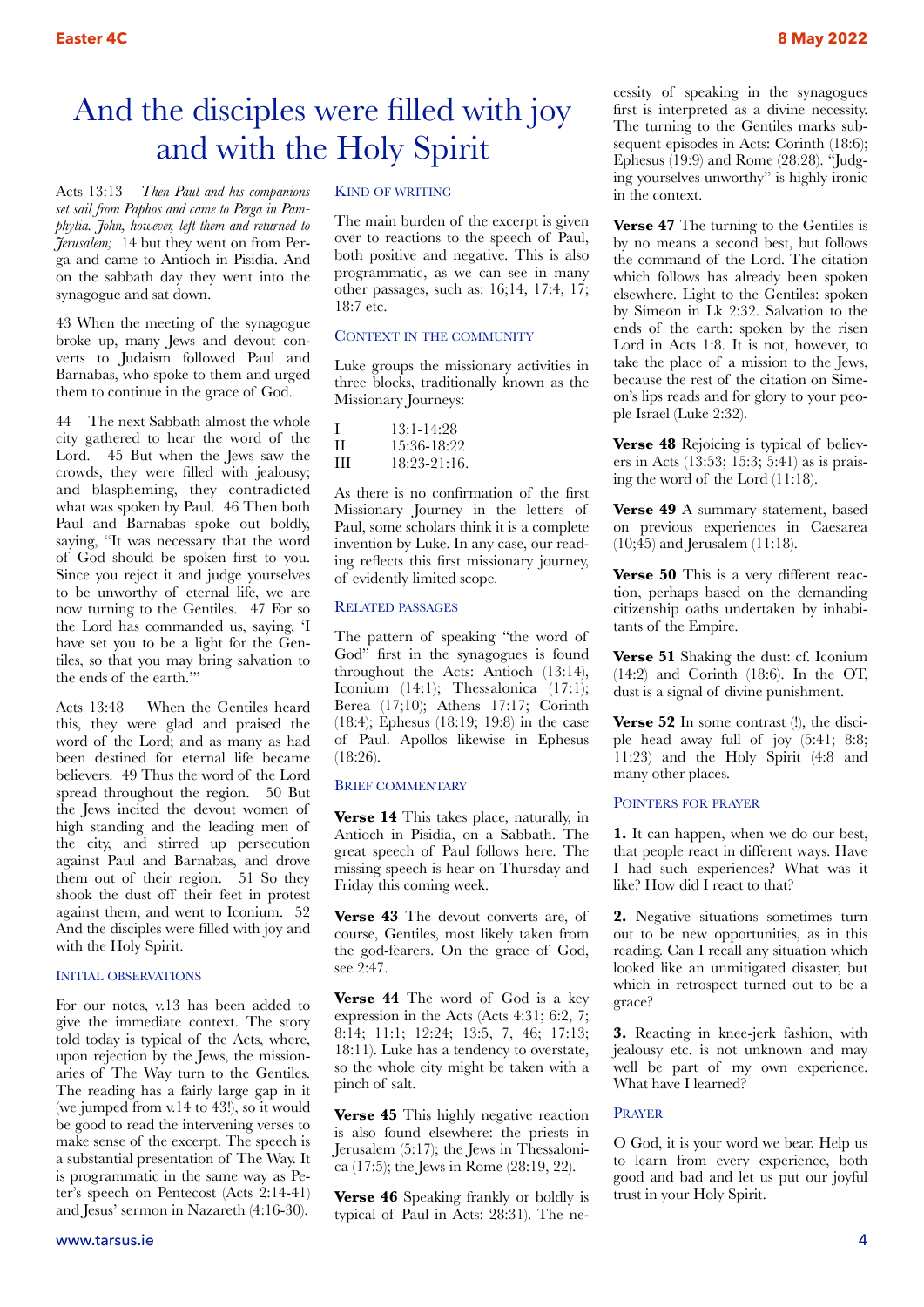# And the disciples were filled with joy and with the Holy Spirit

Acts 13:13 *Then Paul and his companions set sail from Paphos and came to Perga in Pamphylia. John, however, left them and returned to Jerusalem;* 14 but they went on from Perga and came to Antioch in Pisidia. And on the sabbath day they went into the synagogue and sat down.

43 When the meeting of the synagogue broke up, many Jews and devout converts to Judaism followed Paul and Barnabas, who spoke to them and urged them to continue in the grace of God.

44 The next Sabbath almost the whole city gathered to hear the word of the Lord. 45 But when the Jews saw the crowds, they were filled with jealousy; and blaspheming, they contradicted what was spoken by Paul. 46 Then both Paul and Barnabas spoke out boldly, saying, "It was necessary that the word of God should be spoken first to you. Since you reject it and judge yourselves to be unworthy of eternal life, we are now turning to the Gentiles. 47 For so the Lord has commanded us, saying, 'I have set you to be a light for the Gentiles, so that you may bring salvation to the ends of the earth.'"

Acts 13:48 When the Gentiles heard this, they were glad and praised the word of the Lord; and as many as had been destined for eternal life became believers. 49 Thus the word of the Lord spread throughout the region. 50 But the Jews incited the devout women of high standing and the leading men of the city, and stirred up persecution against Paul and Barnabas, and drove them out of their region. 51 So they shook the dust off their feet in protest against them, and went to Iconium. 52 And the disciples were filled with joy and with the Holy Spirit.

## Initial observations

For our notes, v.13 has been added to give the immediate context. The story told today is typical of the Acts, where, upon rejection by the Jews, the missionaries of The Way turn to the Gentiles. The reading has a fairly large gap in it (we jumped from v.14 to 43!), so it would be good to read the intervening verses to make sense of the excerpt. The speech is a substantial presentation of The Way. It is programmatic in the same way as Peter's speech on Pentecost (Acts 2:14-41) and Jesus' sermon in Nazareth (4:16-30).

## Kind of writing

The main burden of the excerpt is given over to reactions to the speech of Paul, both positive and negative. This is also programmatic, as we can see in many other passages, such as: 16;14, 17:4, 17; 18:7 etc.

## Context in the community

Luke groups the missionary activities in three blocks, traditionally known as the Missionary Journeys:

| | |
|---|---|
| I | 13:1-14:28 |
| II | 15:36-18:22 |
| III | 18:23-21:16. |

As there is no confirmation of the first Missionary Journey in the letters of Paul, some scholars think it is a complete invention by Luke. In any case, our reading reflects this first missionary journey, of evidently limited scope.

## Related passages

The pattern of speaking "the word of God" first in the synagogues is found throughout the Acts: Antioch (13:14), Iconium (14:1); Thessalonica (17:1); Berea (17;10); Athens 17:17; Corinth (18:4); Ephesus (18:19; 19:8) in the case of Paul. Apollos likewise in Ephesus (18:26).

## Brief commentary

**Verse 14** This takes place, naturally, in Antioch in Pisidia, on a Sabbath. The great speech of Paul follows here. The missing speech is hear on Thursday and Friday this coming week.

**Verse 43** The devout converts are, of course, Gentiles, most likely taken from the god-fearers. On the grace of God, see 2:47.

**Verse 44** The word of God is a key expression in the Acts (Acts 4:31; 6:2, 7; 8:14; 11:1; 12:24; 13:5, 7, 46; 17:13; 18:11). Luke has a tendency to overstate, so the whole city might be taken with a pinch of salt.

**Verse 45** This highly negative reaction is also found elsewhere: the priests in Jerusalem (5:17); the Jews in Thessalonica (17:5); the Jews in Rome (28:19, 22).

**Verse 46** Speaking frankly or boldly is typical of Paul in Acts: 28:31). The necessity of speaking in the synagogues first is interpreted as a divine necessity. The turning to the Gentiles marks subsequent episodes in Acts: Corinth (18:6); Ephesus (19:9) and Rome (28:28). "Judging yourselves unworthy" is highly ironic in the context.

**Verse 47** The turning to the Gentiles is by no means a second best, but follows the command of the Lord. The citation which follows has already been spoken elsewhere. Light to the Gentiles: spoken by Simeon in Lk 2:32. Salvation to the ends of the earth: spoken by the risen Lord in Acts 1:8. It is not, however, to take the place of a mission to the Jews, because the rest of the citation on Simeon's lips reads and for glory to your people Israel (Luke 2:32).

**Verse 48** Rejoicing is typical of believers in Acts (13:53; 15:3; 5:41) as is praising the word of the Lord (11:18).

**Verse 49** A summary statement, based on previous experiences in Caesarea (10;45) and Jerusalem (11:18).

**Verse 50** This is a very different reaction, perhaps based on the demanding citizenship oaths undertaken by inhabitants of the Empire.

**Verse 51** Shaking the dust: cf. Iconium (14:2) and Corinth (18:6). In the OT, dust is a signal of divine punishment.

**Verse 52** In some contrast (!), the disciple head away full of joy (5:41; 8:8; 11:23) and the Holy Spirit (4:8 and many other places.

## Pointers for prayer

**1.** It can happen, when we do our best, that people react in different ways. Have I had such experiences? What was it like? How did I react to that?

**2.** Negative situations sometimes turn out to be new opportunities, as in this reading. Can I recall any situation which looked like an unmitigated disaster, but which in retrospect turned out to be a grace?

**3.** Reacting in knee-jerk fashion, with jealousy etc. is not unknown and may well be part of my own experience. What have I learned?

## Prayer

O God, it is your word we bear. Help us to learn from every experience, both good and bad and let us put our joyful trust in your Holy Spirit.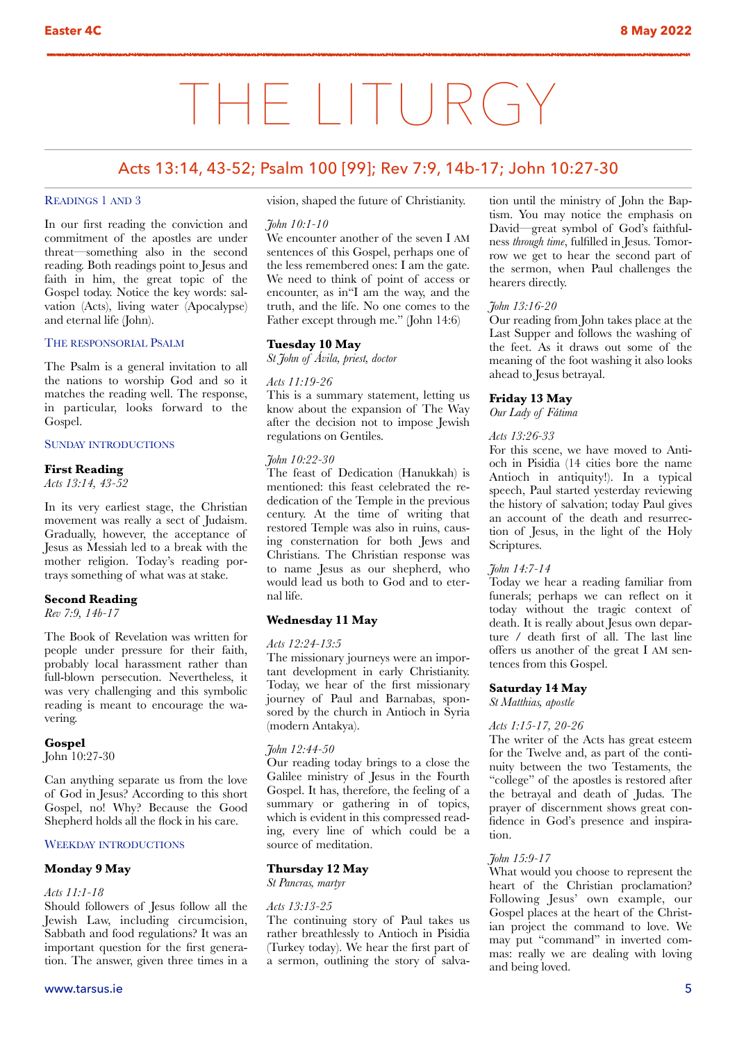# THE LITURGY

## Acts 13:14, 43-52; Psalm 100 [99]; Rev 7:9, 14b-17; John 10:27-30

### Readings 1 and 3

In our first reading the conviction and commitment of the apostles are under threat—something also in the second reading. Both readings point to Jesus and faith in him, the great topic of the Gospel today. Notice the key words: salvation (Acts), living water (Apocalypse) and eternal life (John).

### The responsorial Psalm

The Psalm is a general invitation to all the nations to worship God and so it matches the reading well. The response, in particular, looks forward to the Gospel.

### Sunday introductions

**First Reading**
*Acts 13:14, 43-52*

In its very earliest stage, the Christian movement was really a sect of Judaism. Gradually, however, the acceptance of Jesus as Messiah led to a break with the mother religion. Today's reading portrays something of what was at stake.

**Second Reading**
*Rev 7:9, 14b-17*

The Book of Revelation was written for people under pressure for their faith, probably local harassment rather than full-blown persecution. Nevertheless, it was very challenging and this symbolic reading is meant to encourage the wavering.

**Gospel**
John 10:27-30

Can anything separate us from the love of God in Jesus? According to this short Gospel, no! Why? Because the Good Shepherd holds all the flock in his care.

### Weekday introductions

**Monday 9 May**

*Acts 11:1-18*
Should followers of Jesus follow all the Jewish Law, including circumcision, Sabbath and food regulations? It was an important question for the first generation. The answer, given three times in a vision, shaped the future of Christianity.

*John 10:1-10*
We encounter another of the seven I AM sentences of this Gospel, perhaps one of the less remembered ones: I am the gate. We need to think of point of access or encounter, as in"I am the way, and the truth, and the life. No one comes to the Father except through me." (John 14:6)

**Tuesday 10 May**
*St John of Ávila, priest, doctor*

*Acts 11:19-26*
This is a summary statement, letting us know about the expansion of The Way after the decision not to impose Jewish regulations on Gentiles.

*John 10:22-30*
The feast of Dedication (Hanukkah) is mentioned: this feast celebrated the rededication of the Temple in the previous century. At the time of writing that restored Temple was also in ruins, causing consternation for both Jews and Christians. The Christian response was to name Jesus as our shepherd, who would lead us both to God and to eternal life.

**Wednesday 11 May**

*Acts 12:24-13:5*
The missionary journeys were an important development in early Christianity. Today, we hear of the first missionary journey of Paul and Barnabas, sponsored by the church in Antioch in Syria (modern Antakya).

*John 12:44-50*
Our reading today brings to a close the Galilee ministry of Jesus in the Fourth Gospel. It has, therefore, the feeling of a summary or gathering in of topics, which is evident in this compressed reading, every line of which could be a source of meditation.

**Thursday 12 May**
*St Pancras, martyr*

*Acts 13:13-25*
The continuing story of Paul takes us rather breathlessly to Antioch in Pisidia (Turkey today). We hear the first part of a sermon, outlining the story of salvation until the ministry of John the Baptism. You may notice the emphasis on David—great symbol of God's faithfulness *through time*, fulfilled in Jesus. Tomorrow we get to hear the second part of the sermon, when Paul challenges the hearers directly.

*John 13:16-20*
Our reading from John takes place at the Last Supper and follows the washing of the feet. As it draws out some of the meaning of the foot washing it also looks ahead to Jesus betrayal.

**Friday 13 May**
*Our Lady of Fátima*

*Acts 13:26-33*
For this scene, we have moved to Antioch in Pisidia (14 cities bore the name Antioch in antiquity!). In a typical speech, Paul started yesterday reviewing the history of salvation; today Paul gives an account of the death and resurrection of Jesus, in the light of the Holy Scriptures.

*John 14:7-14*
Today we hear a reading familiar from funerals; perhaps we can reflect on it today without the tragic context of death. It is really about Jesus own departure / death first of all. The last line offers us another of the great I AM sentences from this Gospel.

**Saturday 14 May**
*St Matthias, apostle*

*Acts 1:15-17, 20-26*
The writer of the Acts has great esteem for the Twelve and, as part of the continuity between the two Testaments, the "college" of the apostles is restored after the betrayal and death of Judas. The prayer of discernment shows great confidence in God's presence and inspiration.

*John 15:9-17*
What would you choose to represent the heart of the Christian proclamation? Following Jesus' own example, our Gospel places at the heart of the Christian project the command to love. We may put "command" in inverted commas: really we are dealing with loving and being loved.